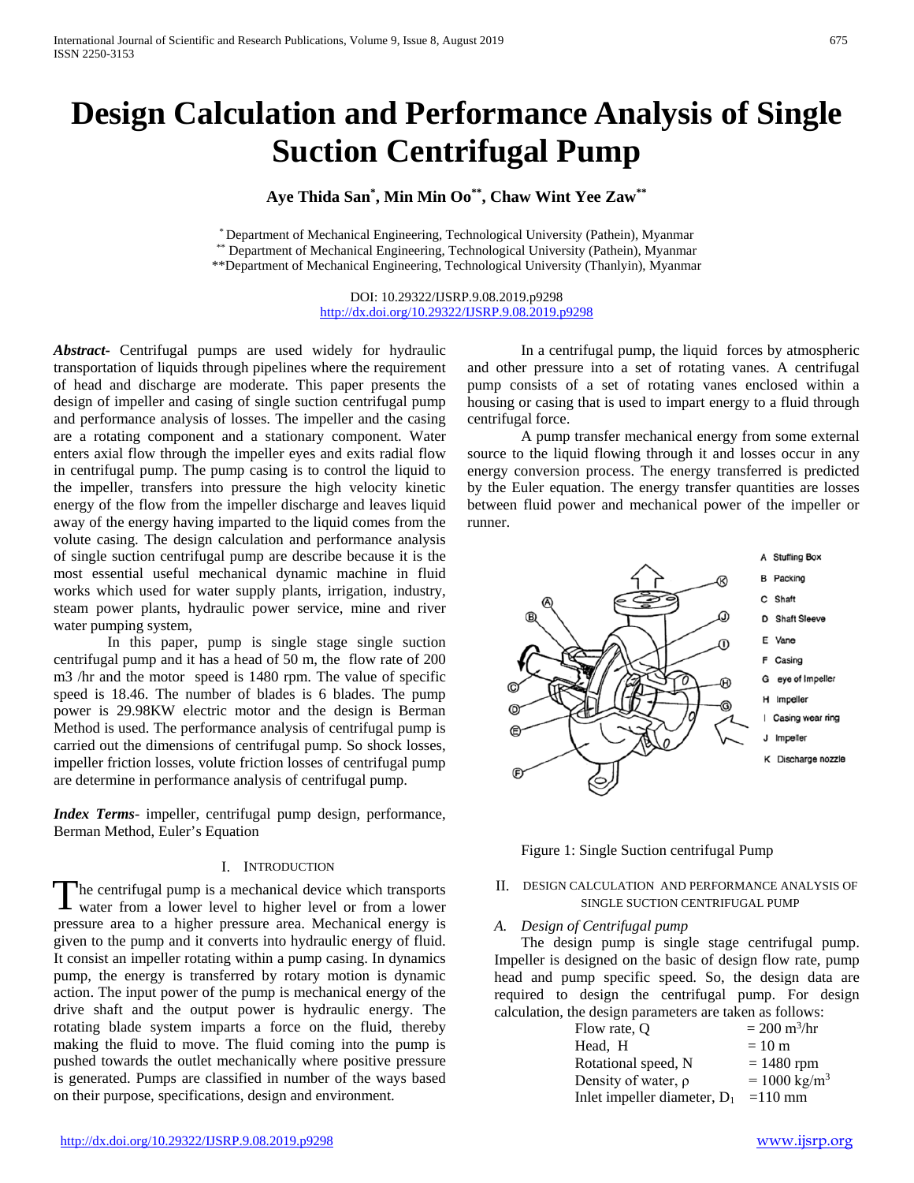# Design Calculation and Performance Analysis of Single Suction Centrifugal Pump

**Aye Thida San[*], Min Min Oo[**], Chaw Wint Yee Zaw[**]**

[*] Department of Mechanical Engineering, Technological University (Pathein), Myanmar
[**] Department of Mechanical Engineering, Technological University (Pathein), Myanmar
**Department of Mechanical Engineering, Technological University (Thanlyin), Myanmar

DOI: 10.29322/IJSRP.9.08.2019.p9298
http://dx.doi.org/10.29322/IJSRP.9.08.2019.p9298

***Abstract***- Centrifugal pumps are used widely for hydraulic transportation of liquids through pipelines where the requirement of head and discharge are moderate. This paper presents the design of impeller and casing of single suction centrifugal pump and performance analysis of losses. The impeller and the casing are a rotating component and a stationary component. Water enters axial flow through the impeller eyes and exits radial flow in centrifugal pump. The pump casing is to control the liquid to the impeller, transfers into pressure the high velocity kinetic energy of the flow from the impeller discharge and leaves liquid away of the energy having imparted to the liquid comes from the volute casing. The design calculation and performance analysis of single suction centrifugal pump are describe because it is the most essential useful mechanical dynamic machine in fluid works which used for water supply plants, irrigation, industry, steam power plants, hydraulic power service, mine and river water pumping system,

In this paper, pump is single stage single suction centrifugal pump and it has a head of 50 m, the flow rate of 200 m3 /hr and the motor speed is 1480 rpm. The value of specific speed is 18.46. The number of blades is 6 blades. The pump power is 29.98KW electric motor and the design is Berman Method is used. The performance analysis of centrifugal pump is carried out the dimensions of centrifugal pump. So shock losses, impeller friction losses, volute friction losses of centrifugal pump are determine in performance analysis of centrifugal pump.

***Index Terms***- impeller, centrifugal pump design, performance, Berman Method, Euler's Equation

## I. Introduction

The centrifugal pump is a mechanical device which transports water from a lower level to higher level or from a lower pressure area to a higher pressure area. Mechanical energy is given to the pump and it converts into hydraulic energy of fluid. It consist an impeller rotating within a pump casing. In dynamics pump, the energy is transferred by rotary motion is dynamic action. The input power of the pump is mechanical energy of the drive shaft and the output power is hydraulic energy. The rotating blade system imparts a force on the fluid, thereby making the fluid to move. The fluid coming into the pump is pushed towards the outlet mechanically where positive pressure is generated. Pumps are classified in number of the ways based on their purpose, specifications, design and environment.

In a centrifugal pump, the liquid forces by atmospheric and other pressure into a set of rotating vanes. A centrifugal pump consists of a set of rotating vanes enclosed within a housing or casing that is used to impart energy to a fluid through centrifugal force.

A pump transfer mechanical energy from some external source to the liquid flowing through it and losses occur in any energy conversion process. The energy transferred is predicted by the Euler equation. The energy transfer quantities are losses between fluid power and mechanical power of the impeller or runner.

A Stuffing Box
B Packing
C Shaft
D Shaft Sleeve
E Vane
F Casing
G eye of Impeller
H Impeller
I Casing wear ring
J Impeller
K Discharge nozzle

Figure 1: Single Suction centrifugal Pump

## II. Design Calculation and Performance Analysis of Single Suction Centrifugal Pump

### *A. Design of Centrifugal pump*

The design pump is single stage centrifugal pump. Impeller is designed on the basic of design flow rate, pump head and pump specific speed. So, the design data are required to design the centrifugal pump. For design calculation, the design parameters are taken as follows:

| | |
|---|---|
| Flow rate, Q | = 200 $m^3$/hr |
| Head, H | = 10 m |
| Rotational speed, N | = 1480 rpm |
| Density of water, ρ | = 1000 $kg/m^3$ |
| Inlet impeller diameter, $D_1$ | =110 mm |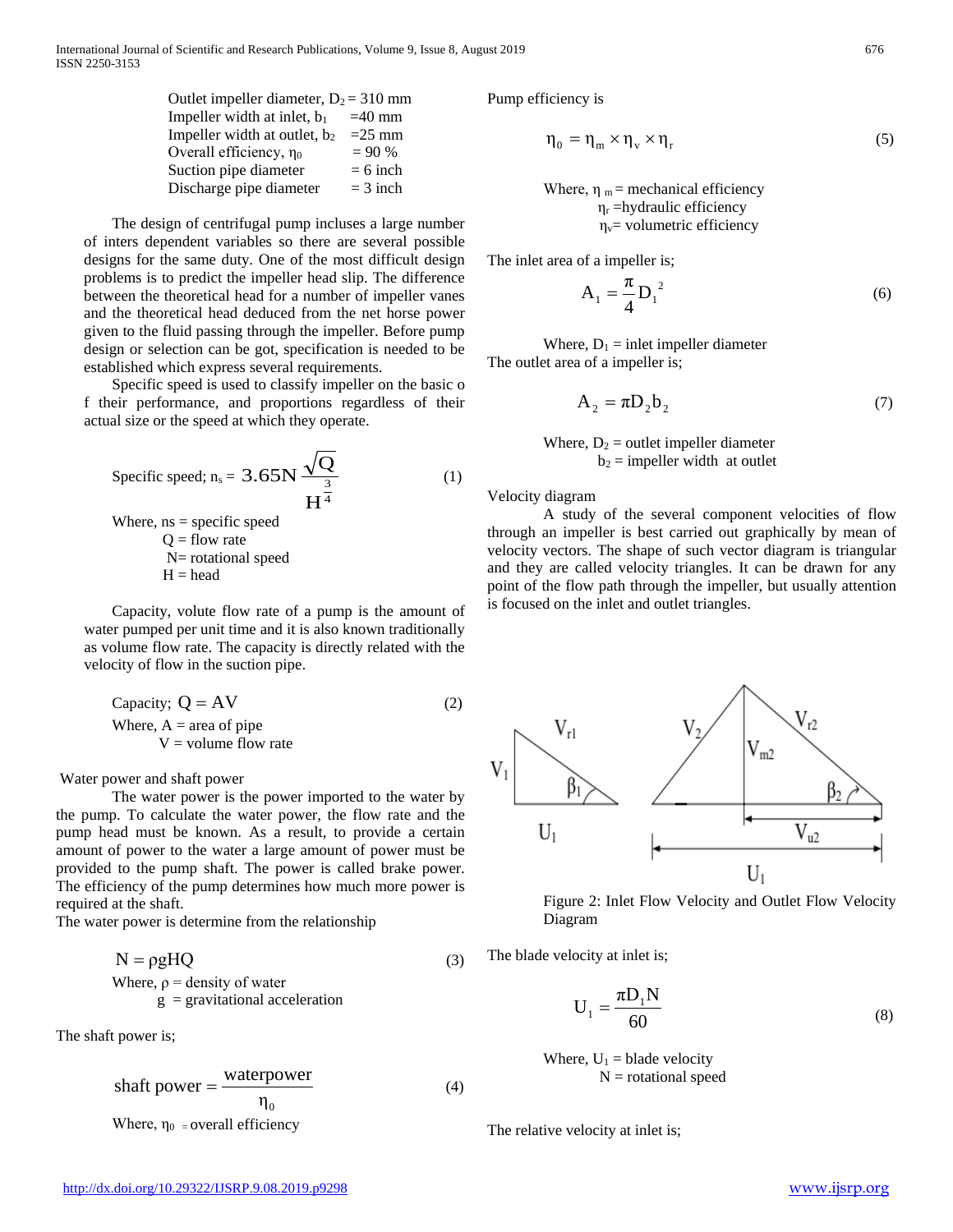Outlet impeller diameter, $D_2$ = 310 mm
Impeller width at inlet, $b_1$ =40 mm
Impeller width at outlet, $b_2$ =25 mm
Overall efficiency, $\eta_0$ = 90 %
Suction pipe diameter = 6 inch
Discharge pipe diameter = 3 inch

The design of centrifugal pump incluses a large number of inters dependent variables so there are several possible designs for the same duty. One of the most difficult design problems is to predict the impeller head slip. The difference between the theoretical head for a number of impeller vanes and the theoretical head deduced from the net horse power given to the fluid passing through the impeller. Before pump design or selection can be got, specification is needed to be established which express several requirements.

Specific speed is used to classify impeller on the basic o f their performance, and proportions regardless of their actual size or the speed at which they operate.

$$\text{Specific speed; } n_s = 3.65N\frac{\sqrt{Q}}{H^{\frac{3}{4}}} \tag{1}$$

Where, ns = specific speed
Q = flow rate
N= rotational speed
H = head

Capacity, volute flow rate of a pump is the amount of water pumped per unit time and it is also known traditionally as volume flow rate. The capacity is directly related with the velocity of flow in the suction pipe.

$$\text{Capacity; } Q = AV \tag{2}$$

Where, A = area of pipe
V = volume flow rate

Water power and shaft power

The water power is the power imported to the water by the pump. To calculate the water power, the flow rate and the pump head must be known. As a result, to provide a certain amount of power to the water a large amount of power must be provided to the pump shaft. The power is called brake power. The efficiency of the pump determines how much more power is required at the shaft.

The water power is determine from the relationship

$$N = \rho gHQ \tag{3}$$

Where, $\rho$ = density of water
g = gravitational acceleration

The shaft power is;

$$\text{shaft power} = \frac{\text{waterpower}}{\eta_0} \tag{4}$$

Where, $\eta_0$ = overall efficiency

Pump efficiency is

$$\eta_0 = \eta_m \times \eta_v \times \eta_r \tag{5}$$

Where, $\eta_m$ = mechanical efficiency
$\eta_r$ =hydraulic efficiency
$\eta_v$= volumetric efficiency

The inlet area of a impeller is;

$$A_1 = \frac{\pi}{4}D_1^{\,2} \tag{6}$$

Where, $D_1$ = inlet impeller diameter

The outlet area of a impeller is;

$$A_2 = \pi D_2 b_2 \tag{7}$$

Where, $D_2$ = outlet impeller diameter
$b_2$ = impeller width at outlet

Velocity diagram

A study of the several component velocities of flow through an impeller is best carried out graphically by mean of velocity vectors. The shape of such vector diagram is triangular and they are called velocity triangles. It can be drawn for any point of the flow path through the impeller, but usually attention is focused on the inlet and outlet triangles.

$V_{r1}$
$V_1$
$\beta_1$
$U_1$
$V_2$
$V_{r2}$
$V_{m2}$
$\beta_2$
$V_{u2}$
$U_1$

Figure 2: Inlet Flow Velocity and Outlet Flow Velocity Diagram

The blade velocity at inlet is;

$$U_1 = \frac{\pi D_1 N}{60} \tag{8}$$

Where, $U_1$ = blade velocity
N = rotational speed

The relative velocity at inlet is;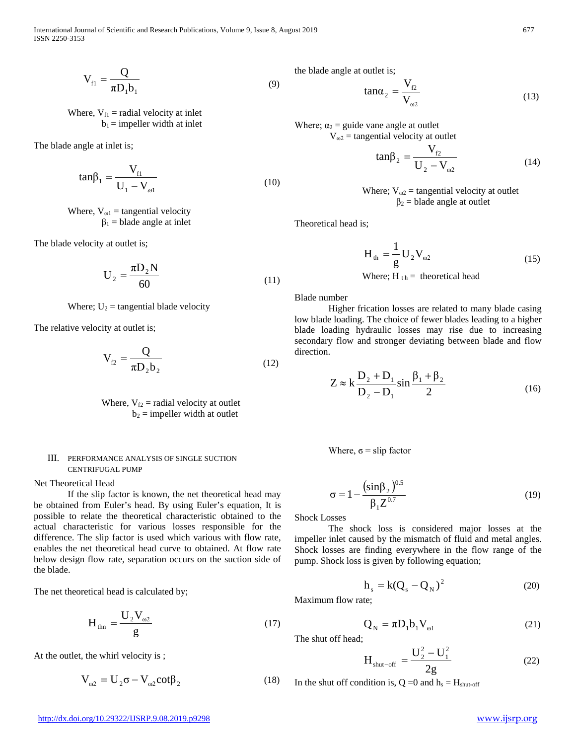$$V_{f1} = \frac{Q}{\pi D_1 b_1} \tag{9}$$

Where, $V_{f1}$ = radial velocity at inlet
$b_1$ = impeller width at inlet

The blade angle at inlet is;

$$\tan\beta_1 = \frac{V_{f1}}{U_1 - V_{\omega 1}} \tag{10}$$

Where, $V_{\omega 1}$ = tangential velocity
$\beta_1$ = blade angle at inlet

The blade velocity at outlet is;

$$U_2 = \frac{\pi D_2 N}{60} \tag{11}$$

Where; $U_2$ = tangential blade velocity

The relative velocity at outlet is;

$$V_{f2} = \frac{Q}{\pi D_2 b_2} \tag{12}$$

Where, $V_{f2}$ = radial velocity at outlet
$b_2$ = impeller width at outlet

## III. PERFORMANCE ANALYSIS OF SINGLE SUCTION CENTRIFUGAL PUMP

### Net Theoretical Head

If the slip factor is known, the net theoretical head may be obtained from Euler's head. By using Euler's equation, It is possible to relate the theoretical characteristic obtained to the actual characteristic for various losses responsible for the difference. The slip factor is used which various with flow rate, enables the net theoretical head curve to obtained. At flow rate below design flow rate, separation occurs on the suction side of the blade.

The net theoretical head is calculated by;

$$H_{thn} = \frac{U_2 V_{\omega 2}}{g} \tag{17}$$

At the outlet, the whirl velocity is ;

$$V_{\omega 2} = U_2 \sigma - V_{\omega 2} \cot\beta_2 \tag{18}$$

the blade angle at outlet is;

$$\tan\alpha_2 = \frac{V_{f2}}{V_{\omega 2}} \tag{13}$$

Where; $\alpha_2$ = guide vane angle at outlet
$V_{\omega 2}$ = tangential velocity at outlet

$$\tan\beta_2 = \frac{V_{f2}}{U_2 - V_{\omega 2}} \tag{14}$$

Where; $V_{\omega 2}$ = tangential velocity at outlet
$\beta_2$ = blade angle at outlet

Theoretical head is;

$$H_{th} = \frac{1}{g} U_2 V_{\omega 2} \tag{15}$$

Where; $H_{th}$ = theoretical head

### Blade number

Higher frication losses are related to many blade casing low blade loading. The choice of fewer blades leading to a higher blade loading hydraulic losses may rise due to increasing secondary flow and stronger deviating between blade and flow direction.

$$Z \approx k \frac{D_2 + D_1}{D_2 - D_1} \sin\frac{\beta_1 + \beta_2}{2} \tag{16}$$

Where, $\sigma$ = slip factor

$$\sigma = 1 - \frac{(\sin\beta_2)^{0.5}}{\beta_1 Z^{0.7}} \tag{19}$$

### Shock Losses

The shock loss is considered major losses at the impeller inlet caused by the mismatch of fluid and metal angles. Shock losses are finding everywhere in the flow range of the pump. Shock loss is given by following equation;

$$h_s = k(Q_s - Q_N)^2 \tag{20}$$

Maximum flow rate;

$$Q_N = \pi D_1 b_1 V_{\omega 1} \tag{21}$$

The shut off head;

$$H_{shut-off} = \frac{U_2^2 - U_1^2}{2g} \tag{22}$$

In the shut off condition is, $Q = 0$ and $h_s = H_{shut-off}$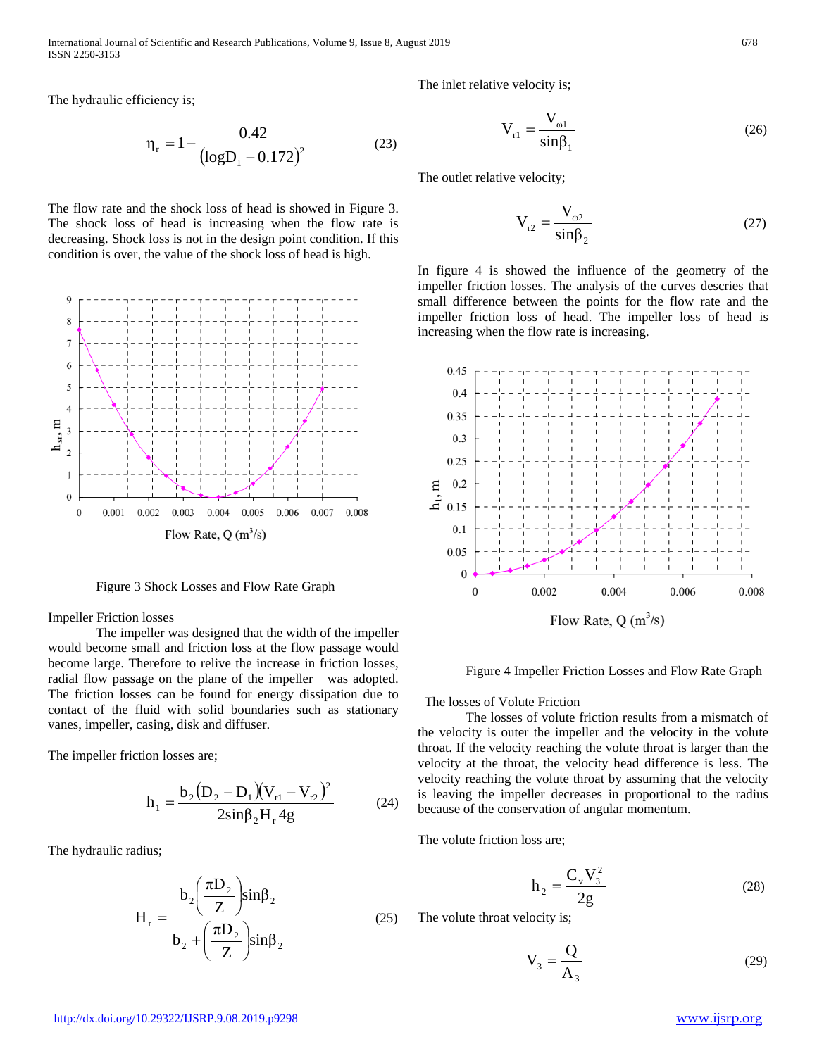The hydraulic efficiency is;

$$\eta_r = 1 - \frac{0.42}{(\log D_1 - 0.172)^2} \tag{23}$$

The flow rate and the shock loss of head is showed in Figure 3. The shock loss of head is increasing when the flow rate is decreasing. Shock loss is not in the design point condition. If this condition is over, the value of the shock loss of head is high.

9
8
7
6
5
4
3
2
1
0
$h_{lsm}$, m
0 0.001 0.002 0.003 0.004 0.005 0.006 0.007 0.008
Flow Rate, Q ($m^3$/s)

Figure 3 Shock Losses and Flow Rate Graph

Impeller Friction losses

The impeller was designed that the width of the impeller would become small and friction loss at the flow passage would become large. Therefore to relive the increase in friction losses, radial flow passage on the plane of the impeller was adopted. The friction losses can be found for energy dissipation due to contact of the fluid with solid boundaries such as stationary vanes, impeller, casing, disk and diffuser.

The impeller friction losses are;

$$h_1 = \frac{b_2 (D_2 - D_1)(V_{r1} - V_{r2})^2}{2 \sin\beta_2 H_r 4g} \tag{24}$$

The hydraulic radius;

$$H_r = \frac{b_2 \left(\frac{\pi D_2}{Z}\right) \sin\beta_2}{b_2 + \left(\frac{\pi D_2}{Z}\right) \sin\beta_2} \tag{25}$$

The inlet relative velocity is;

$$V_{r1} = \frac{V_{\omega 1}}{\sin\beta_1} \tag{26}$$

The outlet relative velocity;

$$V_{r2} = \frac{V_{\omega 2}}{\sin\beta_2} \tag{27}$$

In figure 4 is showed the influence of the geometry of the impeller friction losses. The analysis of the curves descries that small difference between the points for the flow rate and the impeller friction loss of head. The impeller loss of head is increasing when the flow rate is increasing.

0.45
0.4
0.35
0.3
0.25
0.2
0.15
0.1
0.05
0
$h_1$, m
0 0.002 0.004 0.006 0.008
Flow Rate, Q ($m^3$/s)

Figure 4 Impeller Friction Losses and Flow Rate Graph

The losses of Volute Friction

The losses of volute friction results from a mismatch of the velocity is outer the impeller and the velocity in the volute throat. If the velocity reaching the volute throat is larger than the velocity at the throat, the velocity head difference is less. The velocity reaching the volute throat by assuming that the velocity is leaving the impeller decreases in proportional to the radius because of the conservation of angular momentum.

The volute friction loss are;

$$h_2 = \frac{C_v V_3^2}{2g} \tag{28}$$

The volute throat velocity is;

$$V_3 = \frac{Q}{A_3} \tag{29}$$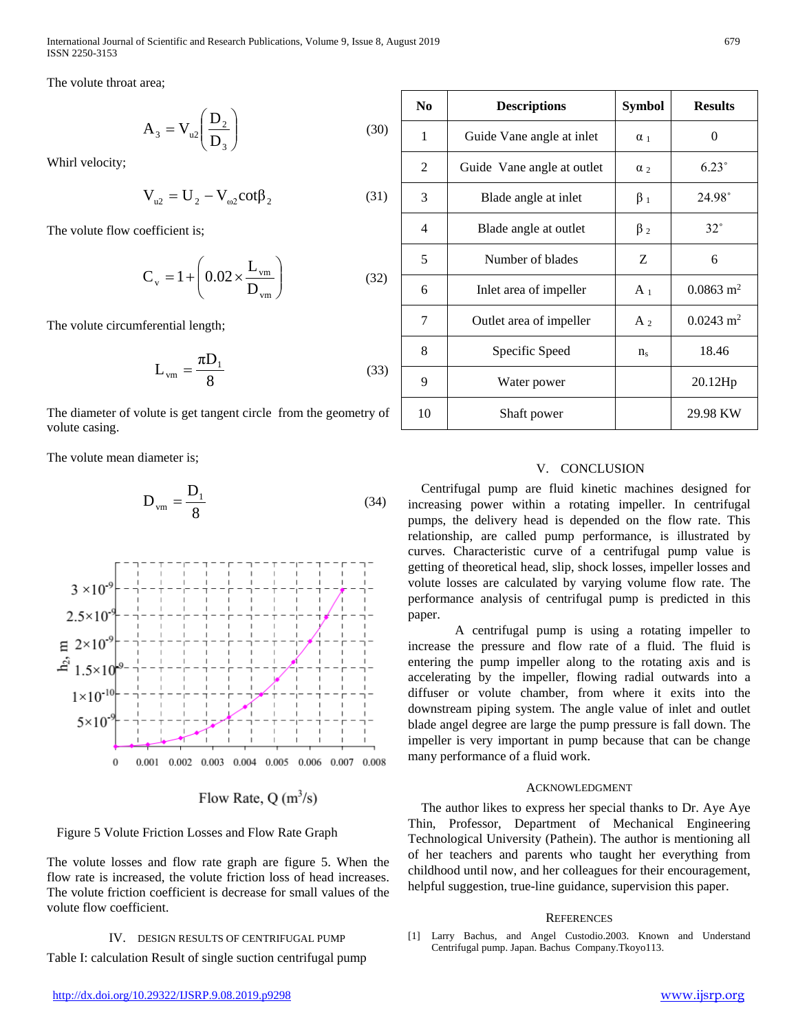The volute throat area;

$$A_3 = V_{u2}\left(\frac{D_2}{D_3}\right) \tag{30}$$

Whirl velocity;

$$V_{u2} = U_2 - V_{\omega 2}\cot\beta_2 \tag{31}$$

The volute flow coefficient is;

$$C_v = 1 + \left(0.02 \times \frac{L_{vm}}{D_{vm}}\right) \tag{32}$$

The volute circumferential length;

$$L_{vm} = \frac{\pi D_1}{8} \tag{33}$$

The diameter of volute is get tangent circle from the geometry of volute casing.

The volute mean diameter is;

$$D_{vm} = \frac{D_1}{8} \tag{34}$$

3 ×10-9
2.5×10-9
2×10-9
1.5×10-9
1×10-10
5×10-9
h2, m
0
0.001
0.002
0.003
0.004
0.005
0.006
0.007
0.008
Flow Rate, Q (m3/s)

Figure 5 Volute Friction Losses and Flow Rate Graph

The volute losses and flow rate graph are figure 5. When the flow rate is increased, the volute friction loss of head increases. The volute friction coefficient is decrease for small values of the volute flow coefficient.

## IV. Design Results of Centrifugal Pump

Table I: calculation Result of single suction centrifugal pump

| No | Descriptions | Symbol | Results |
|---|---|---|---|
| 1 | Guide Vane angle at inlet | $\alpha_1$ | 0 |
| 2 | Guide Vane angle at outlet | $\alpha_2$ | 6.23˚ |
| 3 | Blade angle at inlet | $\beta_1$ | 24.98˚ |
| 4 | Blade angle at outlet | $\beta_2$ | 32˚ |
| 5 | Number of blades | Z | 6 |
| 6 | Inlet area of impeller | $A_1$ | 0.0863 $m^2$ |
| 7 | Outlet area of impeller | $A_2$ | 0.0243 $m^2$ |
| 8 | Specific Speed | $n_s$ | 18.46 |
| 9 | Water power | | 20.12Hp |
| 10 | Shaft power | | 29.98 KW |

## V. Conclusion

Centrifugal pump are fluid kinetic machines designed for increasing power within a rotating impeller. In centrifugal pumps, the delivery head is depended on the flow rate. This relationship, are called pump performance, is illustrated by curves. Characteristic curve of a centrifugal pump value is getting of theoretical head, slip, shock losses, impeller losses and volute losses are calculated by varying volume flow rate. The performance analysis of centrifugal pump is predicted in this paper.

A centrifugal pump is using a rotating impeller to increase the pressure and flow rate of a fluid. The fluid is entering the pump impeller along to the rotating axis and is accelerating by the impeller, flowing radial outwards into a diffuser or volute chamber, from where it exits into the downstream piping system. The angle value of inlet and outlet blade angel degree are large the pump pressure is fall down. The impeller is very important in pump because that can be change many performance of a fluid work.

## Acknowledgment

The author likes to express her special thanks to Dr. Aye Aye Thin, Professor, Department of Mechanical Engineering Technological University (Pathein). The author is mentioning all of her teachers and parents who taught her everything from childhood until now, and her colleagues for their encouragement, helpful suggestion, true-line guidance, supervision this paper.

## References

[1] Larry Bachus, and Angel Custodio.2003. Known and Understand Centrifugal pump. Japan. Bachus Company.Tkoyo113.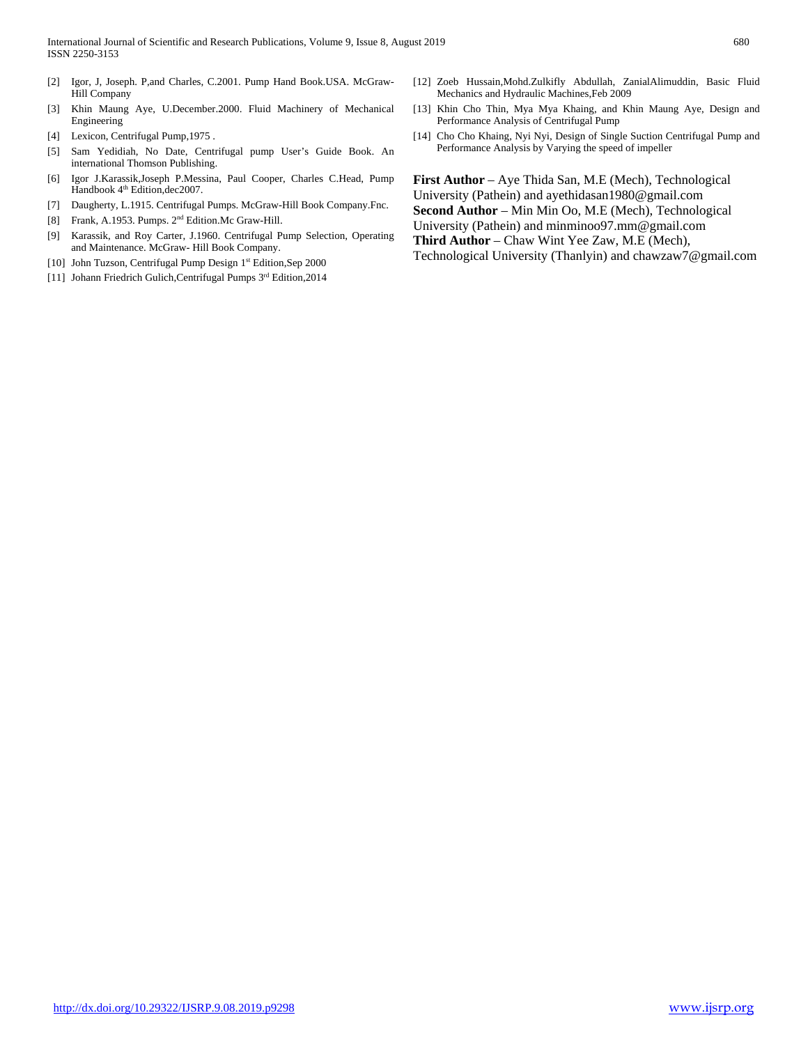[2] Igor, J, Joseph. P,and Charles, C.2001. Pump Hand Book.USA. McGraw-Hill Company

[3] Khin Maung Aye, U.December.2000. Fluid Machinery of Mechanical Engineering

[4] Lexicon, Centrifugal Pump,1975 .

[5] Sam Yedidiah, No Date, Centrifugal pump User's Guide Book. An international Thomson Publishing.

[6] Igor J.Karassik,Joseph P.Messina, Paul Cooper, Charles C.Head, Pump Handbook 4th Edition,dec2007.

[7] Daugherty, L.1915. Centrifugal Pumps. McGraw-Hill Book Company.Fnc.

[8] Frank, A.1953. Pumps. 2nd Edition.Mc Graw-Hill.

[9] Karassik, and Roy Carter, J.1960. Centrifugal Pump Selection, Operating and Maintenance. McGraw- Hill Book Company.

[10] John Tuzson, Centrifugal Pump Design 1st Edition,Sep 2000

[11] Johann Friedrich Gulich,Centrifugal Pumps 3rd Edition,2014

[12] Zoeb Hussain,Mohd.Zulkifly Abdullah, ZanialAlimuddin, Basic Fluid Mechanics and Hydraulic Machines,Feb 2009

[13] Khin Cho Thin, Mya Mya Khaing, and Khin Maung Aye, Design and Performance Analysis of Centrifugal Pump

[14] Cho Cho Khaing, Nyi Nyi, Design of Single Suction Centrifugal Pump and Performance Analysis by Varying the speed of impeller

**First Author** – Aye Thida San, M.E (Mech), Technological University (Pathein) and ayethidasan1980@gmail.com

**Second Author** – Min Min Oo, M.E (Mech), Technological University (Pathein) and minminoo97.mm@gmail.com

**Third Author** – Chaw Wint Yee Zaw, M.E (Mech), Technological University (Thanlyin) and chawzaw7@gmail.com